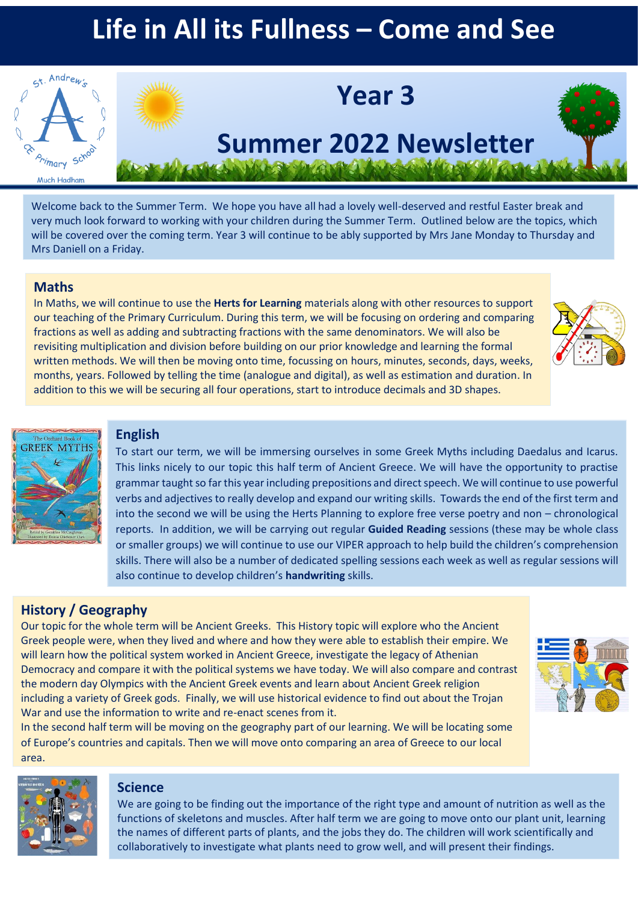# Life in All its Fullness – Come and See

St. Andrew's CE Primary School
Much Hadham

## Year 3

## Summer 2022 Newsletter

Welcome back to the Summer Term. We hope you have all had a lovely well-deserved and restful Easter break and very much look forward to working with your children during the Summer Term. Outlined below are the topics, which will be covered over the coming term. Year 3 will continue to be ably supported by Mrs Jane Monday to Thursday and Mrs Daniell on a Friday.

### Maths

In Maths, we will continue to use the **Herts for Learning** materials along with other resources to support our teaching of the Primary Curriculum. During this term, we will be focusing on ordering and comparing fractions as well as adding and subtracting fractions with the same denominators. We will also be revisiting multiplication and division before building on our prior knowledge and learning the formal written methods. We will then be moving onto time, focussing on hours, minutes, seconds, days, weeks, months, years. Followed by telling the time (analogue and digital), as well as estimation and duration. In addition to this we will be securing all four operations, start to introduce decimals and 3D shapes.

### English

To start our term, we will be immersing ourselves in some Greek Myths including Daedalus and Icarus. This links nicely to our topic this half term of Ancient Greece. We will have the opportunity to practise grammar taught so far this year including prepositions and direct speech. We will continue to use powerful verbs and adjectives to really develop and expand our writing skills. Towards the end of the first term and into the second we will be using the Herts Planning to explore free verse poetry and non – chronological reports. In addition, we will be carrying out regular **Guided Reading** sessions (these may be whole class or smaller groups) we will continue to use our VIPER approach to help build the children's comprehension skills. There will also be a number of dedicated spelling sessions each week as well as regular sessions will also continue to develop children's **handwriting** skills.

### History / Geography

Our topic for the whole term will be Ancient Greeks. This History topic will explore who the Ancient Greek people were, when they lived and where and how they were able to establish their empire. We will learn how the political system worked in Ancient Greece, investigate the legacy of Athenian Democracy and compare it with the political systems we have today. We will also compare and contrast the modern day Olympics with the Ancient Greek events and learn about Ancient Greek religion including a variety of Greek gods. Finally, we will use historical evidence to find out about the Trojan War and use the information to write and re-enact scenes from it.

In the second half term will be moving on the geography part of our learning. We will be locating some of Europe's countries and capitals. Then we will move onto comparing an area of Greece to our local area.

### Science

We are going to be finding out the importance of the right type and amount of nutrition as well as the functions of skeletons and muscles. After half term we are going to move onto our plant unit, learning the names of different parts of plants, and the jobs they do. The children will work scientifically and collaboratively to investigate what plants need to grow well, and will present their findings.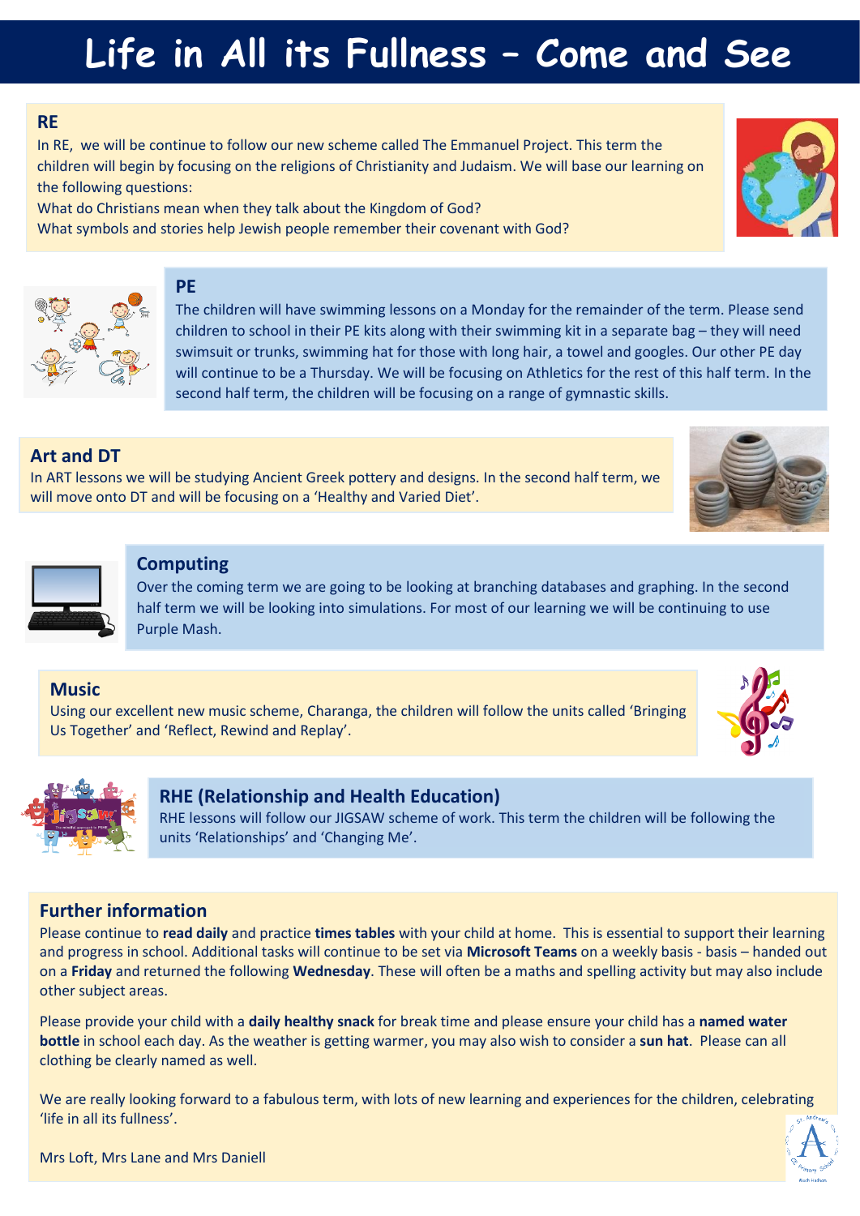# Life in All its Fullness – Come and See

## RE

In RE, we will be continue to follow our new scheme called The Emmanuel Project. This term the children will begin by focusing on the religions of Christianity and Judaism. We will base our learning on the following questions:

What do Christians mean when they talk about the Kingdom of God?

What symbols and stories help Jewish people remember their covenant with God?

## PE

The children will have swimming lessons on a Monday for the remainder of the term. Please send children to school in their PE kits along with their swimming kit in a separate bag – they will need swimsuit or trunks, swimming hat for those with long hair, a towel and googles. Our other PE day will continue to be a Thursday. We will be focusing on Athletics for the rest of this half term. In the second half term, the children will be focusing on a range of gymnastic skills.

## Art and DT

In ART lessons we will be studying Ancient Greek pottery and designs. In the second half term, we will move onto DT and will be focusing on a 'Healthy and Varied Diet'.

## Computing

Over the coming term we are going to be looking at branching databases and graphing. In the second half term we will be looking into simulations. For most of our learning we will be continuing to use Purple Mash.

## Music

Using our excellent new music scheme, Charanga, the children will follow the units called 'Bringing Us Together' and 'Reflect, Rewind and Replay'.

## RHE (Relationship and Health Education)

RHE lessons will follow our JIGSAW scheme of work. This term the children will be following the units 'Relationships' and 'Changing Me'.

## Further information

Please continue to **read daily** and practice **times tables** with your child at home. This is essential to support their learning and progress in school. Additional tasks will continue to be set via **Microsoft Teams** on a weekly basis - basis – handed out on a **Friday** and returned the following **Wednesday**. These will often be a maths and spelling activity but may also include other subject areas.

Please provide your child with a **daily healthy snack** for break time and please ensure your child has a **named water bottle** in school each day. As the weather is getting warmer, you may also wish to consider a **sun hat**. Please can all clothing be clearly named as well.

We are really looking forward to a fabulous term, with lots of new learning and experiences for the children, celebrating 'life in all its fullness'.

Mrs Loft, Mrs Lane and Mrs Daniell